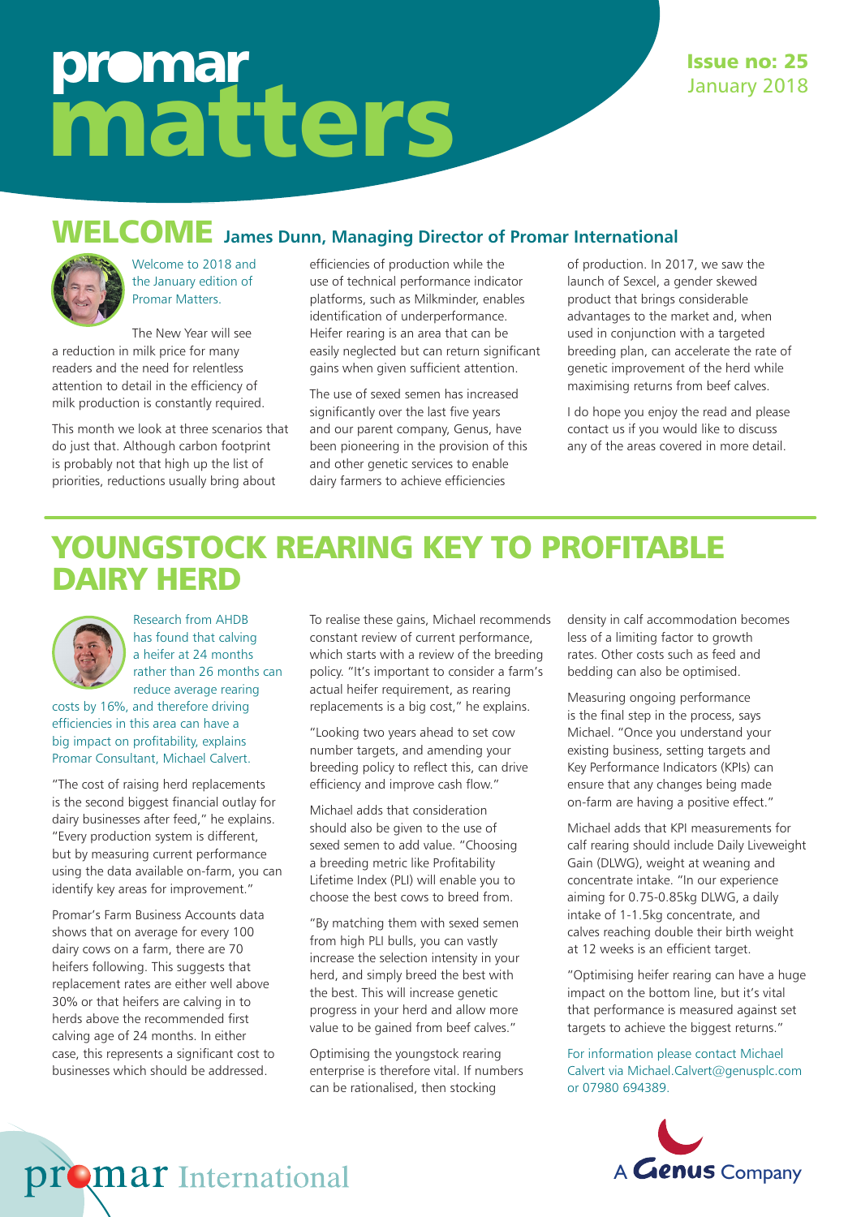# promar matters

**Issue no: 25**
January 2018

## WELCOME James Dunn, Managing Director of Promar International

Welcome to 2018 and the January edition of Promar Matters.

The New Year will see a reduction in milk price for many readers and the need for relentless attention to detail in the efficiency of milk production is constantly required.

This month we look at three scenarios that do just that. Although carbon footprint is probably not that high up the list of priorities, reductions usually bring about efficiencies of production while the use of technical performance indicator platforms, such as Milkminder, enables identification of underperformance. Heifer rearing is an area that can be easily neglected but can return significant gains when given sufficient attention.

The use of sexed semen has increased significantly over the last five years and our parent company, Genus, have been pioneering in the provision of this and other genetic services to enable dairy farmers to achieve efficiencies of production. In 2017, we saw the launch of Sexcel, a gender skewed product that brings considerable advantages to the market and, when used in conjunction with a targeted breeding plan, can accelerate the rate of genetic improvement of the herd while maximising returns from beef calves.

I do hope you enjoy the read and please contact us if you would like to discuss any of the areas covered in more detail.

## YOUNGSTOCK REARING KEY TO PROFITABLE DAIRY HERD

Research from AHDB has found that calving a heifer at 24 months rather than 26 months can reduce average rearing costs by 16%, and therefore driving efficiencies in this area can have a big impact on profitability, explains Promar Consultant, Michael Calvert.

"The cost of raising herd replacements is the second biggest financial outlay for dairy businesses after feed," he explains. "Every production system is different, but by measuring current performance using the data available on-farm, you can identify key areas for improvement."

Promar's Farm Business Accounts data shows that on average for every 100 dairy cows on a farm, there are 70 heifers following. This suggests that replacement rates are either well above 30% or that heifers are calving in to herds above the recommended first calving age of 24 months. In either case, this represents a significant cost to businesses which should be addressed.

To realise these gains, Michael recommends constant review of current performance, which starts with a review of the breeding policy. "It's important to consider a farm's actual heifer requirement, as rearing replacements is a big cost," he explains.

"Looking two years ahead to set cow number targets, and amending your breeding policy to reflect this, can drive efficiency and improve cash flow."

Michael adds that consideration should also be given to the use of sexed semen to add value. "Choosing a breeding metric like Profitability Lifetime Index (PLI) will enable you to choose the best cows to breed from.

"By matching them with sexed semen from high PLI bulls, you can vastly increase the selection intensity in your herd, and simply breed the best with the best. This will increase genetic progress in your herd and allow more value to be gained from beef calves."

Optimising the youngstock rearing enterprise is therefore vital. If numbers can be rationalised, then stocking density in calf accommodation becomes less of a limiting factor to growth rates. Other costs such as feed and bedding can also be optimised.

Measuring ongoing performance is the final step in the process, says Michael. "Once you understand your existing business, setting targets and Key Performance Indicators (KPIs) can ensure that any changes being made on-farm are having a positive effect."

Michael adds that KPI measurements for calf rearing should include Daily Liveweight Gain (DLWG), weight at weaning and concentrate intake. "In our experience aiming for 0.75-0.85kg DLWG, a daily intake of 1-1.5kg concentrate, and calves reaching double their birth weight at 12 weeks is an efficient target.

"Optimising heifer rearing can have a huge impact on the bottom line, but it's vital that performance is measured against set targets to achieve the biggest returns."

For information please contact Michael Calvert via Michael.Calvert@genusplc.com or 07980 694389.

promar International

A Genus Company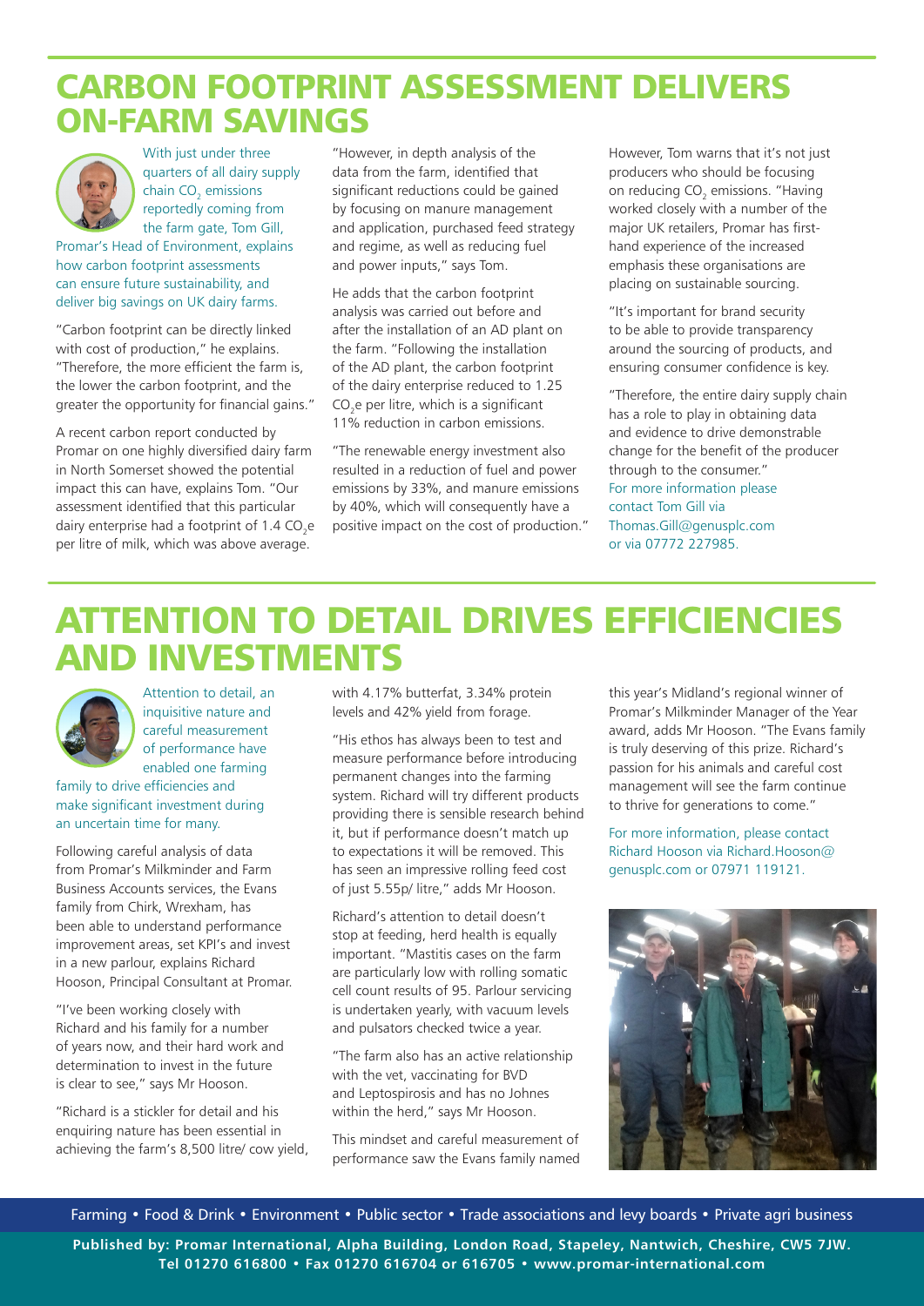# CARBON FOOTPRINT ASSESSMENT DELIVERS ON-FARM SAVINGS

With just under three quarters of all dairy supply chain $CO_2$ emissions reportedly coming from the farm gate, Tom Gill, Promar's Head of Environment, explains how carbon footprint assessments can ensure future sustainability, and deliver big savings on UK dairy farms.

"Carbon footprint can be directly linked with cost of production," he explains. "Therefore, the more efficient the farm is, the lower the carbon footprint, and the greater the opportunity for financial gains."

A recent carbon report conducted by Promar on one highly diversified dairy farm in North Somerset showed the potential impact this can have, explains Tom. "Our assessment identified that this particular dairy enterprise had a footprint of 1.4 $CO_2$e per litre of milk, which was above average.

"However, in depth analysis of the data from the farm, identified that significant reductions could be gained by focusing on manure management and application, purchased feed strategy and regime, as well as reducing fuel and power inputs," says Tom.

He adds that the carbon footprint analysis was carried out before and after the installation of an AD plant on the farm. "Following the installation of the AD plant, the carbon footprint of the dairy enterprise reduced to 1.25 $CO_2$e per litre, which is a significant 11% reduction in carbon emissions.

"The renewable energy investment also resulted in a reduction of fuel and power emissions by 33%, and manure emissions by 40%, which will consequently have a positive impact on the cost of production."

However, Tom warns that it's not just producers who should be focusing on reducing $CO_2$ emissions. "Having worked closely with a number of the major UK retailers, Promar has first-hand experience of the increased emphasis these organisations are placing on sustainable sourcing.

"It's important for brand security to be able to provide transparency around the sourcing of products, and ensuring consumer confidence is key.

"Therefore, the entire dairy supply chain has a role to play in obtaining data and evidence to drive demonstrable change for the benefit of the producer through to the consumer."

For more information please contact Tom Gill via Thomas.Gill@genusplc.com or via 07772 227985.

# ATTENTION TO DETAIL DRIVES EFFICIENCIES AND INVESTMENTS

Attention to detail, an inquisitive nature and careful measurement of performance have enabled one farming family to drive efficiencies and make significant investment during an uncertain time for many.

Following careful analysis of data from Promar's Milkminder and Farm Business Accounts services, the Evans family from Chirk, Wrexham, has been able to understand performance improvement areas, set KPI's and invest in a new parlour, explains Richard Hooson, Principal Consultant at Promar.

"I've been working closely with Richard and his family for a number of years now, and their hard work and determination to invest in the future is clear to see," says Mr Hooson.

"Richard is a stickler for detail and his enquiring nature has been essential in achieving the farm's 8,500 litre/ cow yield, with 4.17% butterfat, 3.34% protein levels and 42% yield from forage.

"His ethos has always been to test and measure performance before introducing permanent changes into the farming system. Richard will try different products providing there is sensible research behind it, but if performance doesn't match up to expectations it will be removed. This has seen an impressive rolling feed cost of just 5.55p/ litre," adds Mr Hooson.

Richard's attention to detail doesn't stop at feeding, herd health is equally important. "Mastitis cases on the farm are particularly low with rolling somatic cell count results of 95. Parlour servicing is undertaken yearly, with vacuum levels and pulsators checked twice a year.

"The farm also has an active relationship with the vet, vaccinating for BVD and Leptospirosis and has no Johnes within the herd," says Mr Hooson.

This mindset and careful measurement of performance saw the Evans family named this year's Midland's regional winner of Promar's Milkminder Manager of the Year award, adds Mr Hooson. "The Evans family is truly deserving of this prize. Richard's passion for his animals and careful cost management will see the farm continue to thrive for generations to come."

For more information, please contact Richard Hooson via Richard.Hooson@genusplc.com or 07971 119121.

Farming • Food & Drink • Environment • Public sector • Trade associations and levy boards • Private agri business

**Published by: Promar International, Alpha Building, London Road, Stapeley, Nantwich, Cheshire, CW5 7JW. Tel 01270 616800 • Fax 01270 616704 or 616705 • www.promar-international.com**